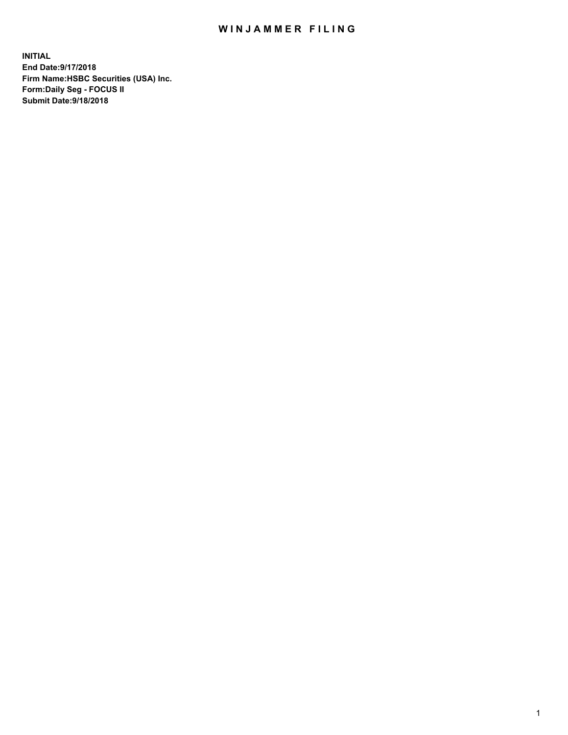# WINJAMMER FILING

**INITIAL**
**End Date:9/17/2018**
**Firm Name:HSBC Securities (USA) Inc.**
**Form:Daily Seg - FOCUS II**
**Submit Date:9/18/2018**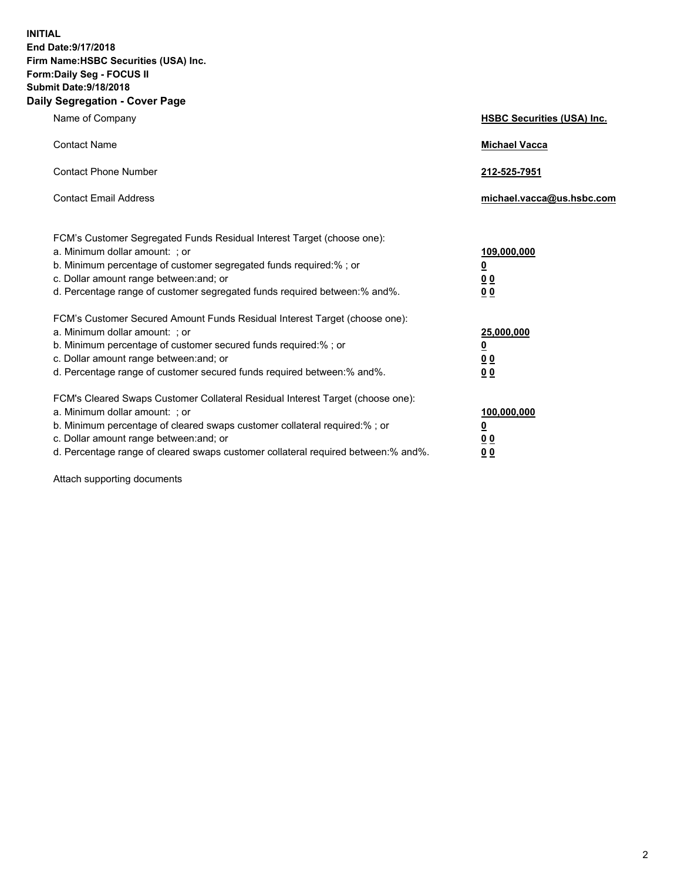**INITIAL**
**End Date:9/17/2018**
**Firm Name:HSBC Securities (USA) Inc.**
**Form:Daily Seg - FOCUS II**
**Submit Date:9/18/2018**

## Daily Segregation - Cover Page

| | |
|---|---|
| Name of Company | **HSBC Securities (USA) Inc.** |
| Contact Name | **Michael Vacca** |
| Contact Phone Number | **212-525-7951** |
| Contact Email Address | **michael.vacca@us.hsbc.com** |

| | |
|---|---|
| FCM's Customer Segregated Funds Residual Interest Target (choose one): | |
| a. Minimum dollar amount: ; or | **109,000,000** |
| b. Minimum percentage of customer segregated funds required:% ; or | **0** |
| c. Dollar amount range between:and; or | **0 0** |
| d. Percentage range of customer segregated funds required between:% and%. | **0 0** |
| FCM's Customer Secured Amount Funds Residual Interest Target (choose one): | |
| a. Minimum dollar amount: ; or | **25,000,000** |
| b. Minimum percentage of customer secured funds required:% ; or | **0** |
| c. Dollar amount range between:and; or | **0 0** |
| d. Percentage range of customer secured funds required between:% and%. | **0 0** |
| FCM's Cleared Swaps Customer Collateral Residual Interest Target (choose one): | |
| a. Minimum dollar amount: ; or | **100,000,000** |
| b. Minimum percentage of cleared swaps customer collateral required:% ; or | **0** |
| c. Dollar amount range between:and; or | **0 0** |
| d. Percentage range of cleared swaps customer collateral required between:% and%. | **0 0** |

Attach supporting documents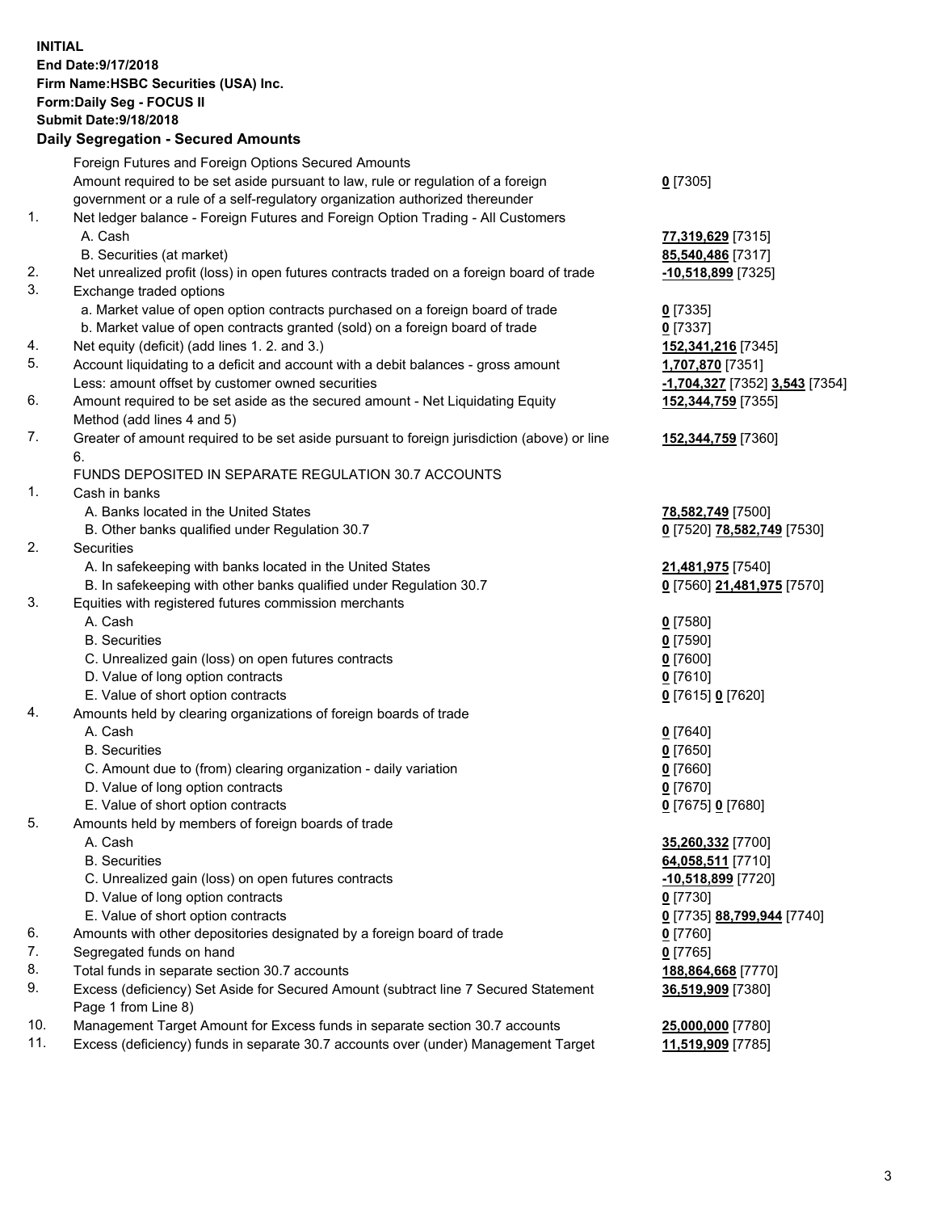**INITIAL**
**End Date:9/17/2018**
**Firm Name:HSBC Securities (USA) Inc.**
**Form:Daily Seg - FOCUS II**
**Submit Date:9/18/2018**

## Daily Segregation - Secured Amounts

| | | |
|---|---|---|
| | Foreign Futures and Foreign Options Secured Amounts | |
| | Amount required to be set aside pursuant to law, rule or regulation of a foreign government or a rule of a self-regulatory organization authorized thereunder | **0** [7305] |
| 1. | Net ledger balance - Foreign Futures and Foreign Option Trading - All Customers | |
| | A. Cash | **77,319,629** [7315] |
| | B. Securities (at market) | **85,540,486** [7317] |
| 2. | Net unrealized profit (loss) in open futures contracts traded on a foreign board of trade | **-10,518,899** [7325] |
| 3. | Exchange traded options | |
| | a. Market value of open option contracts purchased on a foreign board of trade | **0** [7335] |
| | b. Market value of open contracts granted (sold) on a foreign board of trade | **0** [7337] |
| 4. | Net equity (deficit) (add lines 1. 2. and 3.) | **152,341,216** [7345] |
| 5. | Account liquidating to a deficit and account with a debit balances - gross amount | **1,707,870** [7351] |
| | Less: amount offset by customer owned securities | **-1,704,327** [7352] **3,543** [7354] |
| 6. | Amount required to be set aside as the secured amount - Net Liquidating Equity Method (add lines 4 and 5) | **152,344,759** [7355] |
| 7. | Greater of amount required to be set aside pursuant to foreign jurisdiction (above) or line 6. | **152,344,759** [7360] |
| | FUNDS DEPOSITED IN SEPARATE REGULATION 30.7 ACCOUNTS | |
| 1. | Cash in banks | |
| | A. Banks located in the United States | **78,582,749** [7500] |
| | B. Other banks qualified under Regulation 30.7 | **0** [7520] **78,582,749** [7530] |
| 2. | Securities | |
| | A. In safekeeping with banks located in the United States | **21,481,975** [7540] |
| | B. In safekeeping with other banks qualified under Regulation 30.7 | **0** [7560] **21,481,975** [7570] |
| 3. | Equities with registered futures commission merchants | |
| | A. Cash | **0** [7580] |
| | B. Securities | **0** [7590] |
| | C. Unrealized gain (loss) on open futures contracts | **0** [7600] |
| | D. Value of long option contracts | **0** [7610] |
| | E. Value of short option contracts | **0** [7615] **0** [7620] |
| 4. | Amounts held by clearing organizations of foreign boards of trade | |
| | A. Cash | **0** [7640] |
| | B. Securities | **0** [7650] |
| | C. Amount due to (from) clearing organization - daily variation | **0** [7660] |
| | D. Value of long option contracts | **0** [7670] |
| | E. Value of short option contracts | **0** [7675] **0** [7680] |
| 5. | Amounts held by members of foreign boards of trade | |
| | A. Cash | **35,260,332** [7700] |
| | B. Securities | **64,058,511** [7710] |
| | C. Unrealized gain (loss) on open futures contracts | **-10,518,899** [7720] |
| | D. Value of long option contracts | **0** [7730] |
| | E. Value of short option contracts | **0** [7735] **88,799,944** [7740] |
| 6. | Amounts with other depositories designated by a foreign board of trade | **0** [7760] |
| 7. | Segregated funds on hand | **0** [7765] |
| 8. | Total funds in separate section 30.7 accounts | **188,864,668** [7770] |
| 9. | Excess (deficiency) Set Aside for Secured Amount (subtract line 7 Secured Statement Page 1 from Line 8) | **36,519,909** [7380] |
| 10. | Management Target Amount for Excess funds in separate section 30.7 accounts | **25,000,000** [7780] |
| 11. | Excess (deficiency) funds in separate 30.7 accounts over (under) Management Target | **11,519,909** [7785] |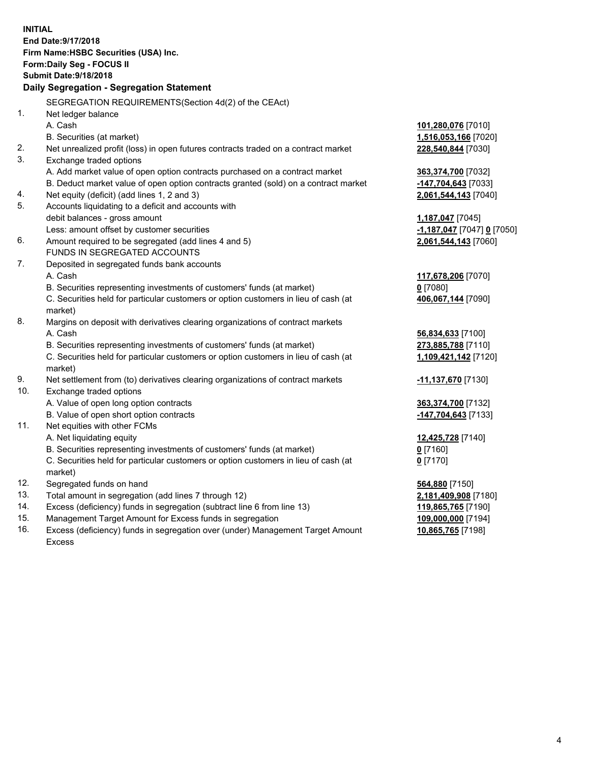**INITIAL**
**End Date:9/17/2018**
**Firm Name:HSBC Securities (USA) Inc.**
**Form:Daily Seg - FOCUS II**
**Submit Date:9/18/2018**

## Daily Segregation - Segregation Statement

| | | |
|---|---|---|
| | SEGREGATION REQUIREMENTS(Section 4d(2) of the CEAct) | |
| 1. | Net ledger balance | |
| | A. Cash | **101,280,076** [7010] |
| | B. Securities (at market) | **1,516,053,166** [7020] |
| 2. | Net unrealized profit (loss) in open futures contracts traded on a contract market | **228,540,844** [7030] |
| 3. | Exchange traded options | |
| | A. Add market value of open option contracts purchased on a contract market | **363,374,700** [7032] |
| | B. Deduct market value of open option contracts granted (sold) on a contract market | **-147,704,643** [7033] |
| 4. | Net equity (deficit) (add lines 1, 2 and 3) | **2,061,544,143** [7040] |
| 5. | Accounts liquidating to a deficit and accounts with debit balances - gross amount | **1,187,047** [7045] |
| | Less: amount offset by customer securities | **-1,187,047** [7047] **0** [7050] |
| 6. | Amount required to be segregated (add lines 4 and 5) | **2,061,544,143** [7060] |
| | FUNDS IN SEGREGATED ACCOUNTS | |
| 7. | Deposited in segregated funds bank accounts | |
| | A. Cash | **117,678,206** [7070] |
| | B. Securities representing investments of customers' funds (at market) | **0** [7080] |
| | C. Securities held for particular customers or option customers in lieu of cash (at market) | **406,067,144** [7090] |
| 8. | Margins on deposit with derivatives clearing organizations of contract markets | |
| | A. Cash | **56,834,633** [7100] |
| | B. Securities representing investments of customers' funds (at market) | **273,885,788** [7110] |
| | C. Securities held for particular customers or option customers in lieu of cash (at market) | **1,109,421,142** [7120] |
| 9. | Net settlement from (to) derivatives clearing organizations of contract markets | **-11,137,670** [7130] |
| 10. | Exchange traded options | |
| | A. Value of open long option contracts | **363,374,700** [7132] |
| | B. Value of open short option contracts | **-147,704,643** [7133] |
| 11. | Net equities with other FCMs | |
| | A. Net liquidating equity | **12,425,728** [7140] |
| | B. Securities representing investments of customers' funds (at market) | **0** [7160] |
| | C. Securities held for particular customers or option customers in lieu of cash (at market) | **0** [7170] |
| 12. | Segregated funds on hand | **564,880** [7150] |
| 13. | Total amount in segregation (add lines 7 through 12) | **2,181,409,908** [7180] |
| 14. | Excess (deficiency) funds in segregation (subtract line 6 from line 13) | **119,865,765** [7190] |
| 15. | Management Target Amount for Excess funds in segregation | **109,000,000** [7194] |
| 16. | Excess (deficiency) funds in segregation over (under) Management Target Amount Excess | **10,865,765** [7198] |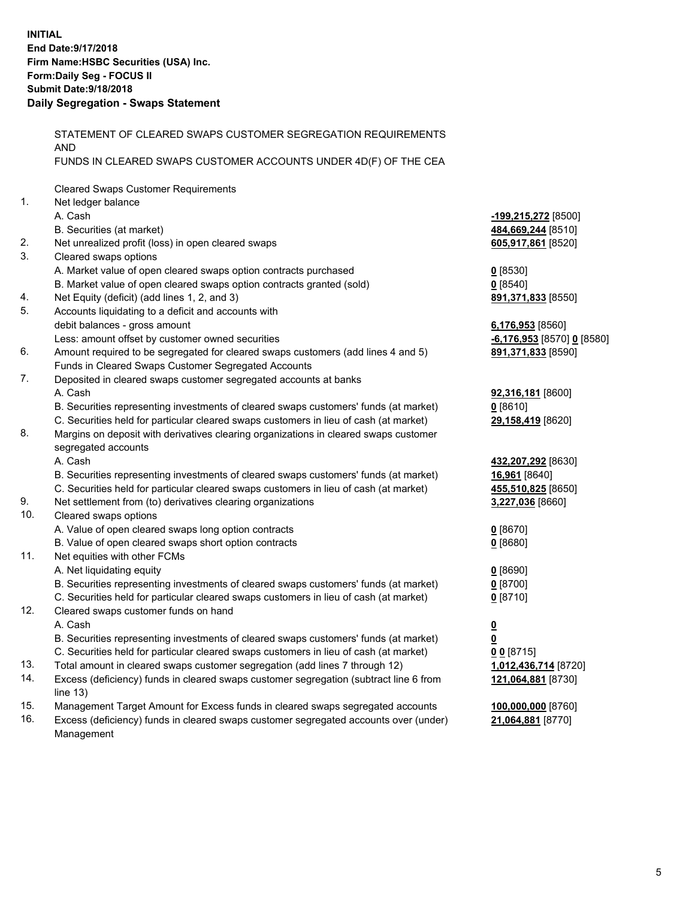**INITIAL**
**End Date:9/17/2018**
**Firm Name:HSBC Securities (USA) Inc.**
**Form:Daily Seg - FOCUS II**
**Submit Date:9/18/2018**
**Daily Segregation - Swaps Statement**

STATEMENT OF CLEARED SWAPS CUSTOMER SEGREGATION REQUIREMENTS AND FUNDS IN CLEARED SWAPS CUSTOMER ACCOUNTS UNDER 4D(F) OF THE CEA

| | | |
|---|---|---|
| | Cleared Swaps Customer Requirements | |
| 1. | Net ledger balance | |
| | A. Cash | **-199,215,272** [8500] |
| | B. Securities (at market) | **484,669,244** [8510] |
| 2. | Net unrealized profit (loss) in open cleared swaps | **605,917,861** [8520] |
| 3. | Cleared swaps options | |
| | A. Market value of open cleared swaps option contracts purchased | **0** [8530] |
| | B. Market value of open cleared swaps option contracts granted (sold) | **0** [8540] |
| 4. | Net Equity (deficit) (add lines 1, 2, and 3) | **891,371,833** [8550] |
| 5. | Accounts liquidating to a deficit and accounts with | |
| | debit balances - gross amount | **6,176,953** [8560] |
| | Less: amount offset by customer owned securities | **-6,176,953** [8570] **0** [8580] |
| 6. | Amount required to be segregated for cleared swaps customers (add lines 4 and 5) | **891,371,833** [8590] |
| | Funds in Cleared Swaps Customer Segregated Accounts | |
| 7. | Deposited in cleared swaps customer segregated accounts at banks | |
| | A. Cash | **92,316,181** [8600] |
| | B. Securities representing investments of cleared swaps customers' funds (at market) | **0** [8610] |
| | C. Securities held for particular cleared swaps customers in lieu of cash (at market) | **29,158,419** [8620] |
| 8. | Margins on deposit with derivatives clearing organizations in cleared swaps customer segregated accounts | |
| | A. Cash | **432,207,292** [8630] |
| | B. Securities representing investments of cleared swaps customers' funds (at market) | **16,961** [8640] |
| | C. Securities held for particular cleared swaps customers in lieu of cash (at market) | **455,510,825** [8650] |
| 9. | Net settlement from (to) derivatives clearing organizations | **3,227,036** [8660] |
| 10. | Cleared swaps options | |
| | A. Value of open cleared swaps long option contracts | **0** [8670] |
| | B. Value of open cleared swaps short option contracts | **0** [8680] |
| 11. | Net equities with other FCMs | |
| | A. Net liquidating equity | **0** [8690] |
| | B. Securities representing investments of cleared swaps customers' funds (at market) | **0** [8700] |
| | C. Securities held for particular cleared swaps customers in lieu of cash (at market) | **0** [8710] |
| 12. | Cleared swaps customer funds on hand | |
| | A. Cash | **0** |
| | B. Securities representing investments of cleared swaps customers' funds (at market) | **0** |
| | C. Securities held for particular cleared swaps customers in lieu of cash (at market) | **0** **0** [8715] |
| 13. | Total amount in cleared swaps customer segregation (add lines 7 through 12) | **1,012,436,714** [8720] |
| 14. | Excess (deficiency) funds in cleared swaps customer segregation (subtract line 6 from line 13) | **121,064,881** [8730] |
| 15. | Management Target Amount for Excess funds in cleared swaps segregated accounts | **100,000,000** [8760] |
| 16. | Excess (deficiency) funds in cleared swaps customer segregated accounts over (under) Management | **21,064,881** [8770] |